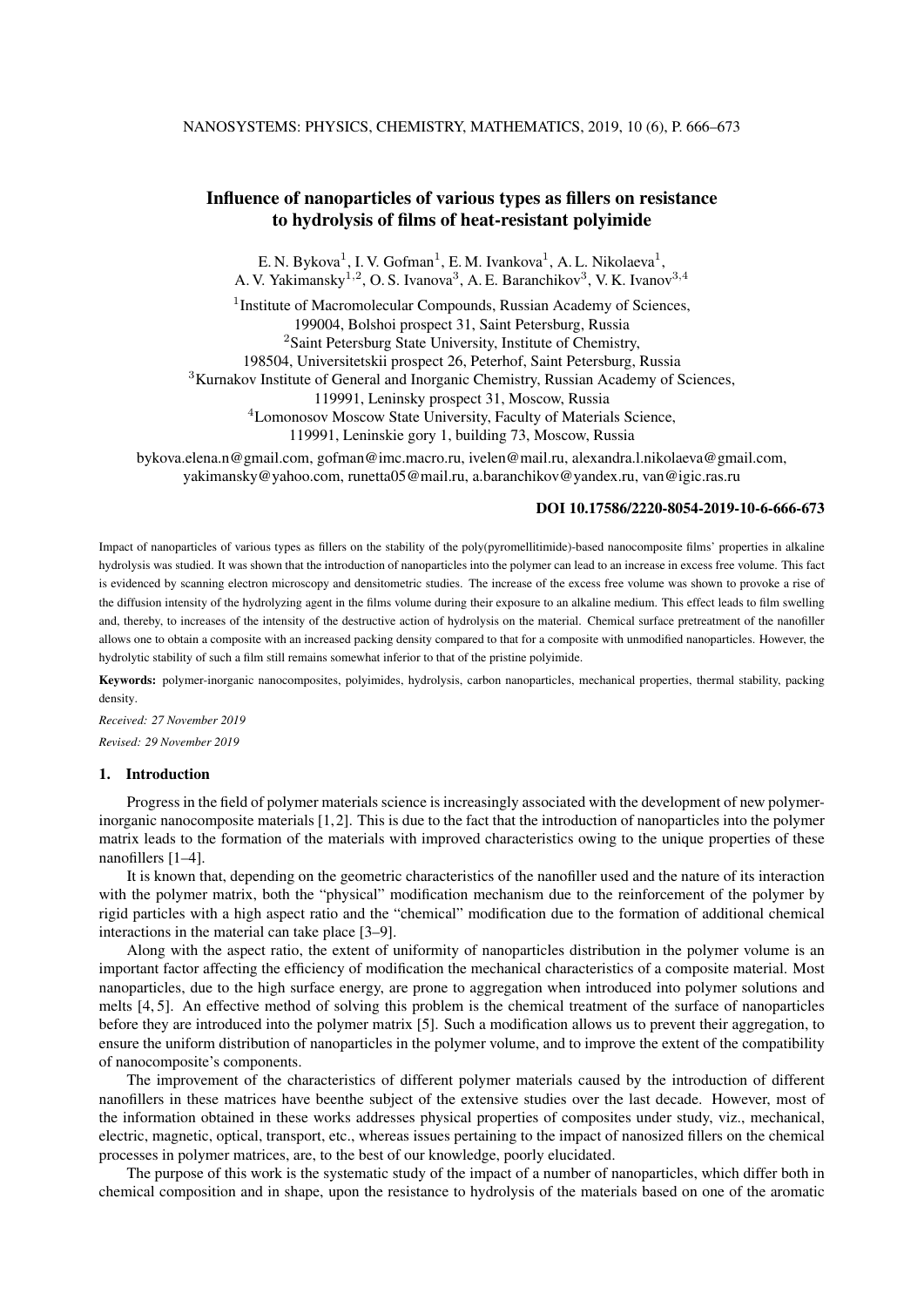# Influence of nanoparticles of various types as fillers on resistance to hydrolysis of films of heat-resistant polyimide

E. N. Bykova[1], I. V. Gofman[1], E. M. Ivankova[1], A. L. Nikolaeva[1], A. V. Yakimansky[1,2], O. S. Ivanova[3], A. E. Baranchikov[3], V. K. Ivanov[3,4]

[1]Institute of Macromolecular Compounds, Russian Academy of Sciences, 199004, Bolshoi prospect 31, Saint Petersburg, Russia

[2]Saint Petersburg State University, Institute of Chemistry, 198504, Universitetskii prospect 26, Peterhof, Saint Petersburg, Russia

[3]Kurnakov Institute of General and Inorganic Chemistry, Russian Academy of Sciences, 119991, Leninsky prospect 31, Moscow, Russia

[4]Lomonosov Moscow State University, Faculty of Materials Science, 119991, Leninskie gory 1, building 73, Moscow, Russia

bykova.elena.n@gmail.com, gofman@imc.macro.ru, ivelen@mail.ru, alexandra.l.nikolaeva@gmail.com, yakimansky@yahoo.com, runetta05@mail.ru, a.baranchikov@yandex.ru, van@igic.ras.ru

**DOI 10.17586/2220-8054-2019-10-6-666-673**

Impact of nanoparticles of various types as fillers on the stability of the poly(pyromellitimide)-based nanocomposite films' properties in alkaline hydrolysis was studied. It was shown that the introduction of nanoparticles into the polymer can lead to an increase in excess free volume. This fact is evidenced by scanning electron microscopy and densitometric studies. The increase of the excess free volume was shown to provoke a rise of the diffusion intensity of the hydrolyzing agent in the films volume during their exposure to an alkaline medium. This effect leads to film swelling and, thereby, to increases of the intensity of the destructive action of hydrolysis on the material. Chemical surface pretreatment of the nanofiller allows one to obtain a composite with an increased packing density compared to that for a composite with unmodified nanoparticles. However, the hydrolytic stability of such a film still remains somewhat inferior to that of the pristine polyimide.

**Keywords:** polymer-inorganic nanocomposites, polyimides, hydrolysis, carbon nanoparticles, mechanical properties, thermal stability, packing density.

*Received: 27 November 2019*

*Revised: 29 November 2019*

## 1. Introduction

Progress in the field of polymer materials science is increasingly associated with the development of new polymer-inorganic nanocomposite materials [1, 2]. This is due to the fact that the introduction of nanoparticles into the polymer matrix leads to the formation of the materials with improved characteristics owing to the unique properties of these nanofillers [1–4].

It is known that, depending on the geometric characteristics of the nanofiller used and the nature of its interaction with the polymer matrix, both the "physical" modification mechanism due to the reinforcement of the polymer by rigid particles with a high aspect ratio and the "chemical" modification due to the formation of additional chemical interactions in the material can take place [3–9].

Along with the aspect ratio, the extent of uniformity of nanoparticles distribution in the polymer volume is an important factor affecting the efficiency of modification the mechanical characteristics of a composite material. Most nanoparticles, due to the high surface energy, are prone to aggregation when introduced into polymer solutions and melts [4, 5]. An effective method of solving this problem is the chemical treatment of the surface of nanoparticles before they are introduced into the polymer matrix [5]. Such a modification allows us to prevent their aggregation, to ensure the uniform distribution of nanoparticles in the polymer volume, and to improve the extent of the compatibility of nanocomposite's components.

The improvement of the characteristics of different polymer materials caused by the introduction of different nanofillers in these matrices have beenthe subject of the extensive studies over the last decade. However, most of the information obtained in these works addresses physical properties of composites under study, viz., mechanical, electric, magnetic, optical, transport, etc., whereas issues pertaining to the impact of nanosized fillers on the chemical processes in polymer matrices, are, to the best of our knowledge, poorly elucidated.

The purpose of this work is the systematic study of the impact of a number of nanoparticles, which differ both in chemical composition and in shape, upon the resistance to hydrolysis of the materials based on one of the aromatic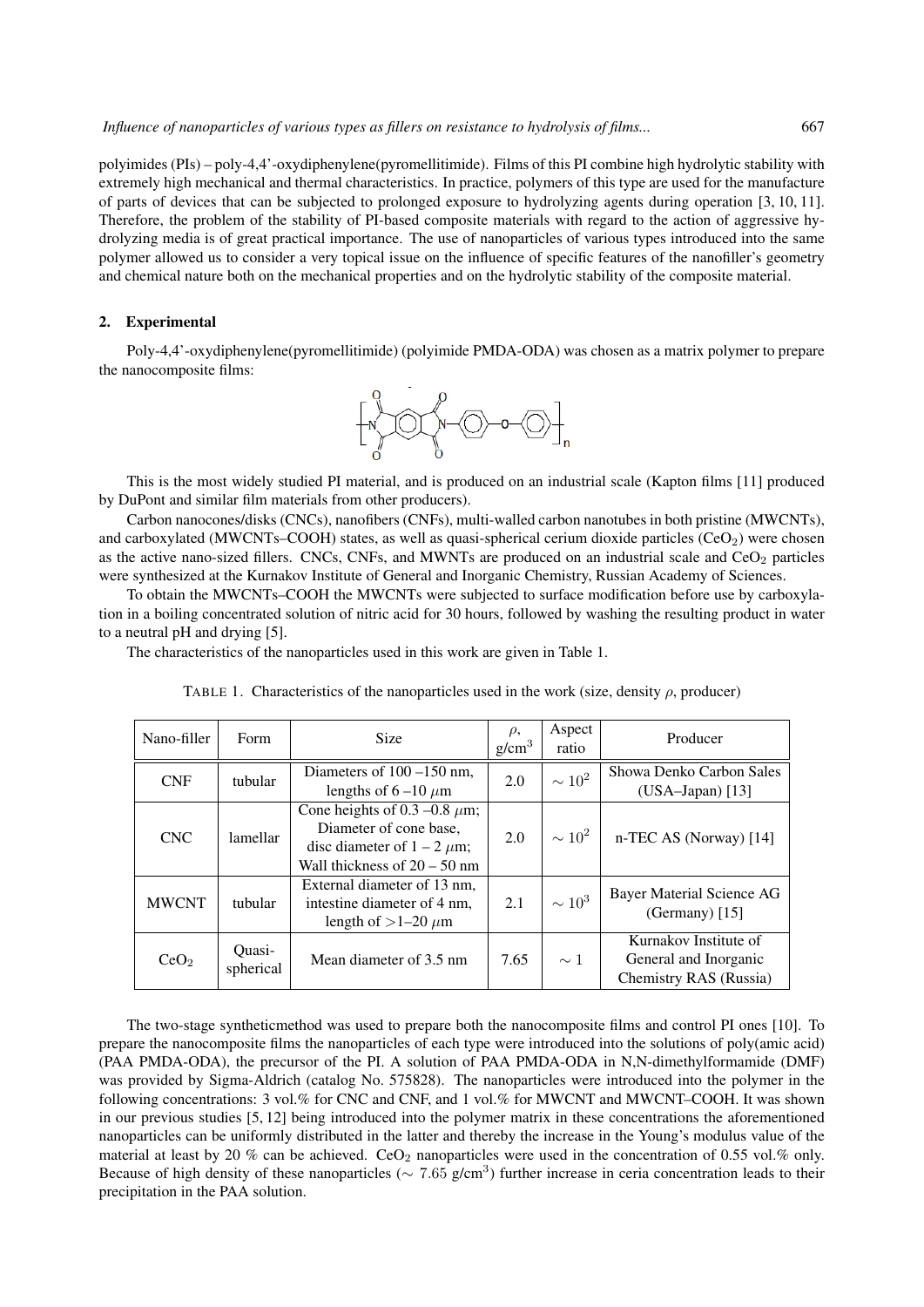polyimides (PIs) – poly-4,4'-oxydiphenylene(pyromellitimide). Films of this PI combine high hydrolytic stability with extremely high mechanical and thermal characteristics. In practice, polymers of this type are used for the manufacture of parts of devices that can be subjected to prolonged exposure to hydrolyzing agents during operation [3, 10, 11]. Therefore, the problem of the stability of PI-based composite materials with regard to the action of aggressive hydrolyzing media is of great practical importance. The use of nanoparticles of various types introduced into the same polymer allowed us to consider a very topical issue on the influence of specific features of the nanofiller's geometry and chemical nature both on the mechanical properties and on the hydrolytic stability of the composite material.

## 2. Experimental

Poly-4,4'-oxydiphenylene(pyromellitimide) (polyimide PMDA-ODA) was chosen as a matrix polymer to prepare the nanocomposite films:

This is the most widely studied PI material, and is produced on an industrial scale (Kapton films [11] produced by DuPont and similar film materials from other producers).

Carbon nanocones/disks (CNCs), nanofibers (CNFs), multi-walled carbon nanotubes in both pristine (MWCNTs), and carboxylated (MWCNTs–COOH) states, as well as quasi-spherical cerium dioxide particles ($CeO_2$) were chosen as the active nano-sized fillers. CNCs, CNFs, and MWNTs are produced on an industrial scale and $CeO_2$ particles were synthesized at the Kurnakov Institute of General and Inorganic Chemistry, Russian Academy of Sciences.

To obtain the MWCNTs–COOH the MWCNTs were subjected to surface modification before use by carboxylation in a boiling concentrated solution of nitric acid for 30 hours, followed by washing the resulting product in water to a neutral pH and drying [5].

The characteristics of the nanoparticles used in this work are given in Table 1.

TABLE 1. Characteristics of the nanoparticles used in the work (size, density $\rho$, producer)

| Nano-filler | Form | Size | $\rho$, g/cm$^3$ | Aspect ratio | Producer |
|---|---|---|---|---|---|
| CNF | tubular | Diameters of 100 –150 nm, lengths of 6 –10 $\mu$m | 2.0 | $\sim 10^2$ | Showa Denko Carbon Sales (USA–Japan) [13] |
| CNC | lamellar | Cone heights of 0.3 –0.8 $\mu$m; Diameter of cone base, disc diameter of 1 – 2 $\mu$m; Wall thickness of 20 – 50 nm | 2.0 | $\sim 10^2$ | n-TEC AS (Norway) [14] |
| MWCNT | tubular | External diameter of 13 nm, intestine diameter of 4 nm, length of >1–20 $\mu$m | 2.1 | $\sim 10^3$ | Bayer Material Science AG (Germany) [15] |
| $CeO_2$ | Quasi-spherical | Mean diameter of 3.5 nm | 7.65 | $\sim 1$ | Kurnakov Institute of General and Inorganic Chemistry RAS (Russia) |

The two-stage syntheticmethod was used to prepare both the nanocomposite films and control PI ones [10]. To prepare the nanocomposite films the nanoparticles of each type were introduced into the solutions of poly(amic acid) (PAA PMDA-ODA), the precursor of the PI. A solution of PAA PMDA-ODA in N,N-dimethylformamide (DMF) was provided by Sigma-Aldrich (catalog No. 575828). The nanoparticles were introduced into the polymer in the following concentrations: 3 vol.% for CNC and CNF, and 1 vol.% for MWCNT and MWCNT–COOH. It was shown in our previous studies [5, 12] being introduced into the polymer matrix in these concentrations the aforementioned nanoparticles can be uniformly distributed in the latter and thereby the increase in the Young's modulus value of the material at least by 20 % can be achieved. $CeO_2$ nanoparticles were used in the concentration of 0.55 vol.% only. Because of high density of these nanoparticles ($\sim 7.65$ g/cm$^3$) further increase in ceria concentration leads to their precipitation in the PAA solution.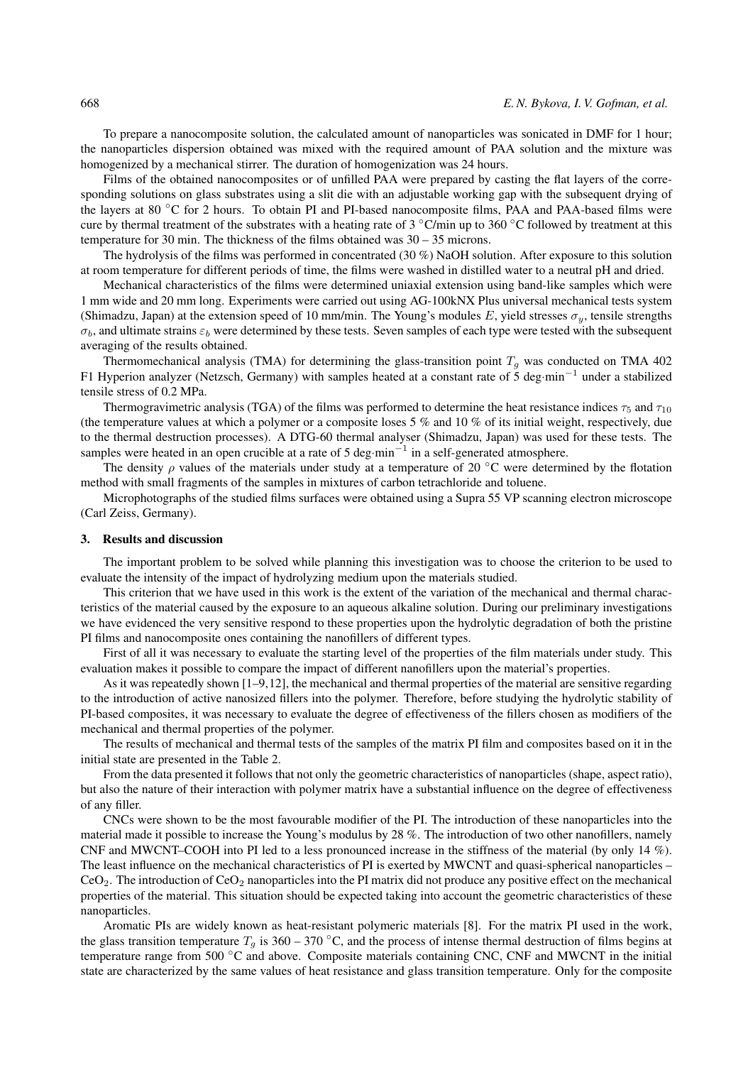To prepare a nanocomposite solution, the calculated amount of nanoparticles was sonicated in DMF for 1 hour; the nanoparticles dispersion obtained was mixed with the required amount of PAA solution and the mixture was homogenized by a mechanical stirrer. The duration of homogenization was 24 hours.

Films of the obtained nanocomposites or of unfilled PAA were prepared by casting the flat layers of the corresponding solutions on glass substrates using a slit die with an adjustable working gap with the subsequent drying of the layers at 80 °C for 2 hours. To obtain PI and PI-based nanocomposite films, PAA and PAA-based films were cure by thermal treatment of the substrates with a heating rate of 3 °C/min up to 360 °C followed by treatment at this temperature for 30 min. The thickness of the films obtained was 30 – 35 microns.

The hydrolysis of the films was performed in concentrated (30 %) NaOH solution. After exposure to this solution at room temperature for different periods of time, the films were washed in distilled water to a neutral pH and dried.

Mechanical characteristics of the films were determined uniaxial extension using band-like samples which were 1 mm wide and 20 mm long. Experiments were carried out using AG-100kNX Plus universal mechanical tests system (Shimadzu, Japan) at the extension speed of 10 mm/min. The Young's modules $E$, yield stresses $\sigma_y$, tensile strengths $\sigma_b$, and ultimate strains $\varepsilon_b$ were determined by these tests. Seven samples of each type were tested with the subsequent averaging of the results obtained.

Thermomechanical analysis (TMA) for determining the glass-transition point $T_g$ was conducted on TMA 402 F1 Hyperion analyzer (Netzsch, Germany) with samples heated at a constant rate of 5 deg·min$^{-1}$ under a stabilized tensile stress of 0.2 MPa.

Thermogravimetric analysis (TGA) of the films was performed to determine the heat resistance indices $\tau_5$ and $\tau_{10}$ (the temperature values at which a polymer or a composite loses 5 % and 10 % of its initial weight, respectively, due to the thermal destruction processes). A DTG-60 thermal analyser (Shimadzu, Japan) was used for these tests. The samples were heated in an open crucible at a rate of 5 deg·min$^{-1}$ in a self-generated atmosphere.

The density $\rho$ values of the materials under study at a temperature of 20 °C were determined by the flotation method with small fragments of the samples in mixtures of carbon tetrachloride and toluene.

Microphotographs of the studied films surfaces were obtained using a Supra 55 VP scanning electron microscope (Carl Zeiss, Germany).

## 3. Results and discussion

The important problem to be solved while planning this investigation was to choose the criterion to be used to evaluate the intensity of the impact of hydrolyzing medium upon the materials studied.

This criterion that we have used in this work is the extent of the variation of the mechanical and thermal characteristics of the material caused by the exposure to an aqueous alkaline solution. During our preliminary investigations we have evidenced the very sensitive respond to these properties upon the hydrolytic degradation of both the pristine PI films and nanocomposite ones containing the nanofillers of different types.

First of all it was necessary to evaluate the starting level of the properties of the film materials under study. This evaluation makes it possible to compare the impact of different nanofillers upon the material's properties.

As it was repeatedly shown [1–9,12], the mechanical and thermal properties of the material are sensitive regarding to the introduction of active nanosized fillers into the polymer. Therefore, before studying the hydrolytic stability of PI-based composites, it was necessary to evaluate the degree of effectiveness of the fillers chosen as modifiers of the mechanical and thermal properties of the polymer.

The results of mechanical and thermal tests of the samples of the matrix PI film and composites based on it in the initial state are presented in the Table 2.

From the data presented it follows that not only the geometric characteristics of nanoparticles (shape, aspect ratio), but also the nature of their interaction with polymer matrix have a substantial influence on the degree of effectiveness of any filler.

CNCs were shown to be the most favourable modifier of the PI. The introduction of these nanoparticles into the material made it possible to increase the Young's modulus by 28 %. The introduction of two other nanofillers, namely CNF and MWCNT–COOH into PI led to a less pronounced increase in the stiffness of the material (by only 14 %). The least influence on the mechanical characteristics of PI is exerted by MWCNT and quasi-spherical nanoparticles – $CeO_2$. The introduction of $CeO_2$ nanoparticles into the PI matrix did not produce any positive effect on the mechanical properties of the material. This situation should be expected taking into account the geometric characteristics of these nanoparticles.

Aromatic PIs are widely known as heat-resistant polymeric materials [8]. For the matrix PI used in the work, the glass transition temperature $T_g$ is 360 – 370 °C, and the process of intense thermal destruction of films begins at temperature range from 500 °C and above. Composite materials containing CNC, CNF and MWCNT in the initial state are characterized by the same values of heat resistance and glass transition temperature. Only for the composite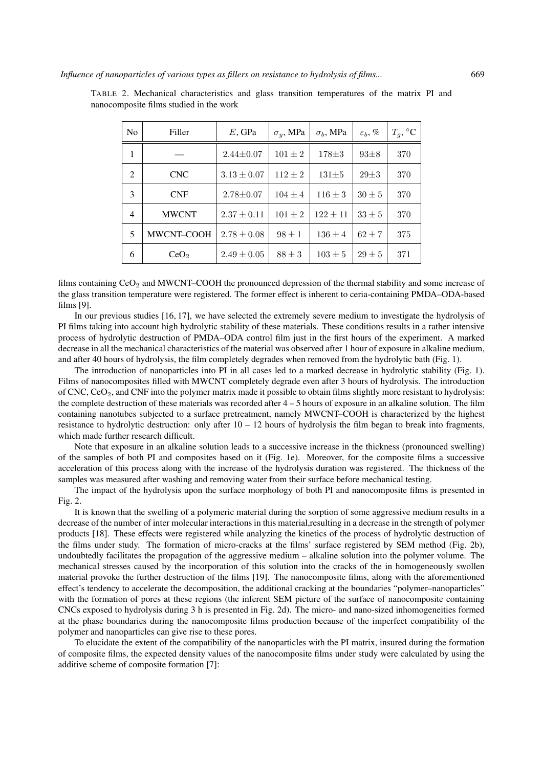TABLE 2. Mechanical characteristics and glass transition temperatures of the matrix PI and nanocomposite films studied in the work

| No | Filler | $E$, GPa | $\sigma_y$, MPa | $\sigma_b$, MPa | $\varepsilon_b$, % | $T_g$, °C |
|---|---|---|---|---|---|---|
| 1 | — | $2.44{\pm}0.07$ | $101 \pm 2$ | $178{\pm}3$ | $93{\pm}8$ | 370 |
| 2 | CNC | $3.13 \pm 0.07$ | $112 \pm 2$ | $131{\pm}5$ | $29{\pm}3$ | 370 |
| 3 | CNF | $2.78{\pm}0.07$ | $104 \pm 4$ | $116 \pm 3$ | $30 \pm 5$ | 370 |
| 4 | MWCNT | $2.37 \pm 0.11$ | $101 \pm 2$ | $122 \pm 11$ | $33 \pm 5$ | 370 |
| 5 | MWCNT–COOH | $2.78 \pm 0.08$ | $98 \pm 1$ | $136 \pm 4$ | $62 \pm 7$ | 375 |
| 6 | $CeO_2$ | $2.49 \pm 0.05$ | $88 \pm 3$ | $103 \pm 5$ | $29 \pm 5$ | 371 |

films containing $CeO_2$ and MWCNT–COOH the pronounced depression of the thermal stability and some increase of the glass transition temperature were registered. The former effect is inherent to ceria-containing PMDA–ODA-based films [9].

In our previous studies [16, 17], we have selected the extremely severe medium to investigate the hydrolysis of PI films taking into account high hydrolytic stability of these materials. These conditions results in a rather intensive process of hydrolytic destruction of PMDA–ODA control film just in the first hours of the experiment. A marked decrease in all the mechanical characteristics of the material was observed after 1 hour of exposure in alkaline medium, and after 40 hours of hydrolysis, the film completely degrades when removed from the hydrolytic bath (Fig. 1).

The introduction of nanoparticles into PI in all cases led to a marked decrease in hydrolytic stability (Fig. 1). Films of nanocomposites filled with MWCNT completely degrade even after 3 hours of hydrolysis. The introduction of CNC, $CeO_2$, and CNF into the polymer matrix made it possible to obtain films slightly more resistant to hydrolysis: the complete destruction of these materials was recorded after 4 – 5 hours of exposure in an alkaline solution. The film containing nanotubes subjected to a surface pretreatment, namely MWCNT–COOH is characterized by the highest resistance to hydrolytic destruction: only after 10 – 12 hours of hydrolysis the film began to break into fragments, which made further research difficult.

Note that exposure in an alkaline solution leads to a successive increase in the thickness (pronounced swelling) of the samples of both PI and composites based on it (Fig. 1e). Moreover, for the composite films a successive acceleration of this process along with the increase of the hydrolysis duration was registered. The thickness of the samples was measured after washing and removing water from their surface before mechanical testing.

The impact of the hydrolysis upon the surface morphology of both PI and nanocomposite films is presented in Fig. 2.

It is known that the swelling of a polymeric material during the sorption of some aggressive medium results in a decrease of the number of inter molecular interactions in this material,resulting in a decrease in the strength of polymer products [18]. These effects were registered while analyzing the kinetics of the process of hydrolytic destruction of the films under study. The formation of micro-cracks at the films' surface registered by SEM method (Fig. 2b), undoubtedly facilitates the propagation of the aggressive medium – alkaline solution into the polymer volume. The mechanical stresses caused by the incorporation of this solution into the cracks of the in homogeneously swollen material provoke the further destruction of the films [19]. The nanocomposite films, along with the aforementioned effect's tendency to accelerate the decomposition, the additional cracking at the boundaries "polymer–nanoparticles" with the formation of pores at these regions (the inferent SEM picture of the surface of nanocomposite containing CNCs exposed to hydrolysis during 3 h is presented in Fig. 2d). The micro- and nano-sized inhomogeneities formed at the phase boundaries during the nanocomposite films production because of the imperfect compatibility of the polymer and nanoparticles can give rise to these pores.

To elucidate the extent of the compatibility of the nanoparticles with the PI matrix, insured during the formation of composite films, the expected density values of the nanocomposite films under study were calculated by using the additive scheme of composite formation [7]: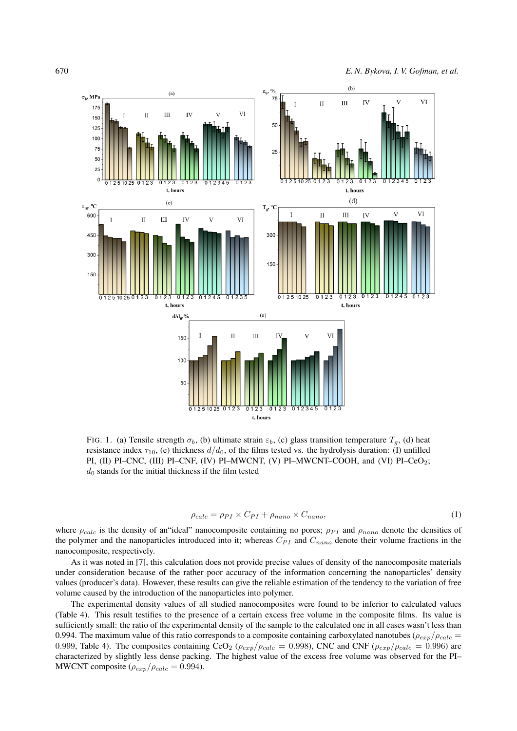FIG. 1. (a) Tensile strength $\sigma_b$, (b) ultimate strain $\varepsilon_b$, (c) glass transition temperature $T_g$, (d) heat resistance index $\tau_{10}$, (e) thickness $d/d_0$, of the films tested vs. the hydrolysis duration: (I) unfilled PI, (II) PI–CNC, (III) PI–CNF, (IV) PI–MWCNT, (V) PI–MWCNT–COOH, and (VI) PI–$CeO_2$; $d_0$ stands for the initial thickness if the film tested

$$\rho_{calc} = \rho_{PI} \times C_{PI} + \rho_{nano} \times C_{nano}, \tag{1}$$

where $\rho_{calc}$ is the density of an"ideal" nanocomposite containing no pores; $\rho_{PI}$ and $\rho_{nano}$ denote the densities of the polymer and the nanoparticles introduced into it; whereas $C_{PI}$ and $C_{nano}$ denote their volume fractions in the nanocomposite, respectively.

As it was noted in [7], this calculation does not provide precise values of density of the nanocomposite materials under consideration because of the rather poor accuracy of the information concerning the nanoparticles' density values (producer's data). However, these results can give the reliable estimation of the tendency to the variation of free volume caused by the introduction of the nanoparticles into polymer.

The experimental density values of all studied nanocomposites were found to be inferior to calculated values (Table 4). This result testifies to the presence of a certain excess free volume in the composite films. Its value is sufficiently small: the ratio of the experimental density of the sample to the calculated one in all cases wasn't less than 0.994. The maximum value of this ratio corresponds to a composite containing carboxylated nanotubes ($\rho_{exp}/\rho_{calc}$ = 0.999, Table 4). The composites containing $CeO_2$ ($\rho_{exp}/\rho_{calc}$ = 0.998), CNC and CNF ($\rho_{exp}/\rho_{calc}$ = 0.996) are characterized by slightly less dense packing. The highest value of the excess free volume was observed for the PI–MWCNT composite ($\rho_{exp}/\rho_{calc}$ = 0.994).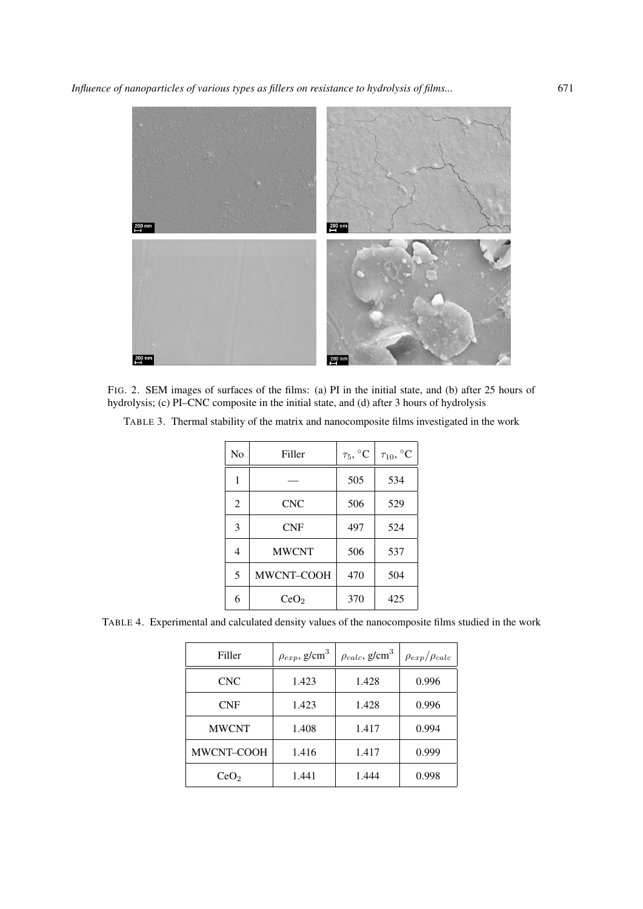FIG. 2. SEM images of surfaces of the films: (a) PI in the initial state, and (b) after 25 hours of hydrolysis; (c) PI–CNC composite in the initial state, and (d) after 3 hours of hydrolysis

TABLE 3. Thermal stability of the matrix and nanocomposite films investigated in the work

| No | Filler | $\tau_5$, °C | $\tau_{10}$, °C |
|---|---|---|---|
| 1 | — | 505 | 534 |
| 2 | CNC | 506 | 529 |
| 3 | CNF | 497 | 524 |
| 4 | MWCNT | 506 | 537 |
| 5 | MWCNT–COOH | 470 | 504 |
| 6 | $CeO_2$ | 370 | 425 |

TABLE 4. Experimental and calculated density values of the nanocomposite films studied in the work

| Filler | $\rho_{exp}$, g/cm$^3$ | $\rho_{calc}$, g/cm$^3$ | $\rho_{exp}/\rho_{calc}$ |
|---|---|---|---|
| CNC | 1.423 | 1.428 | 0.996 |
| CNF | 1.423 | 1.428 | 0.996 |
| MWCNT | 1.408 | 1.417 | 0.994 |
| MWCNT–COOH | 1.416 | 1.417 | 0.999 |
| $CeO_2$ | 1.441 | 1.444 | 0.998 |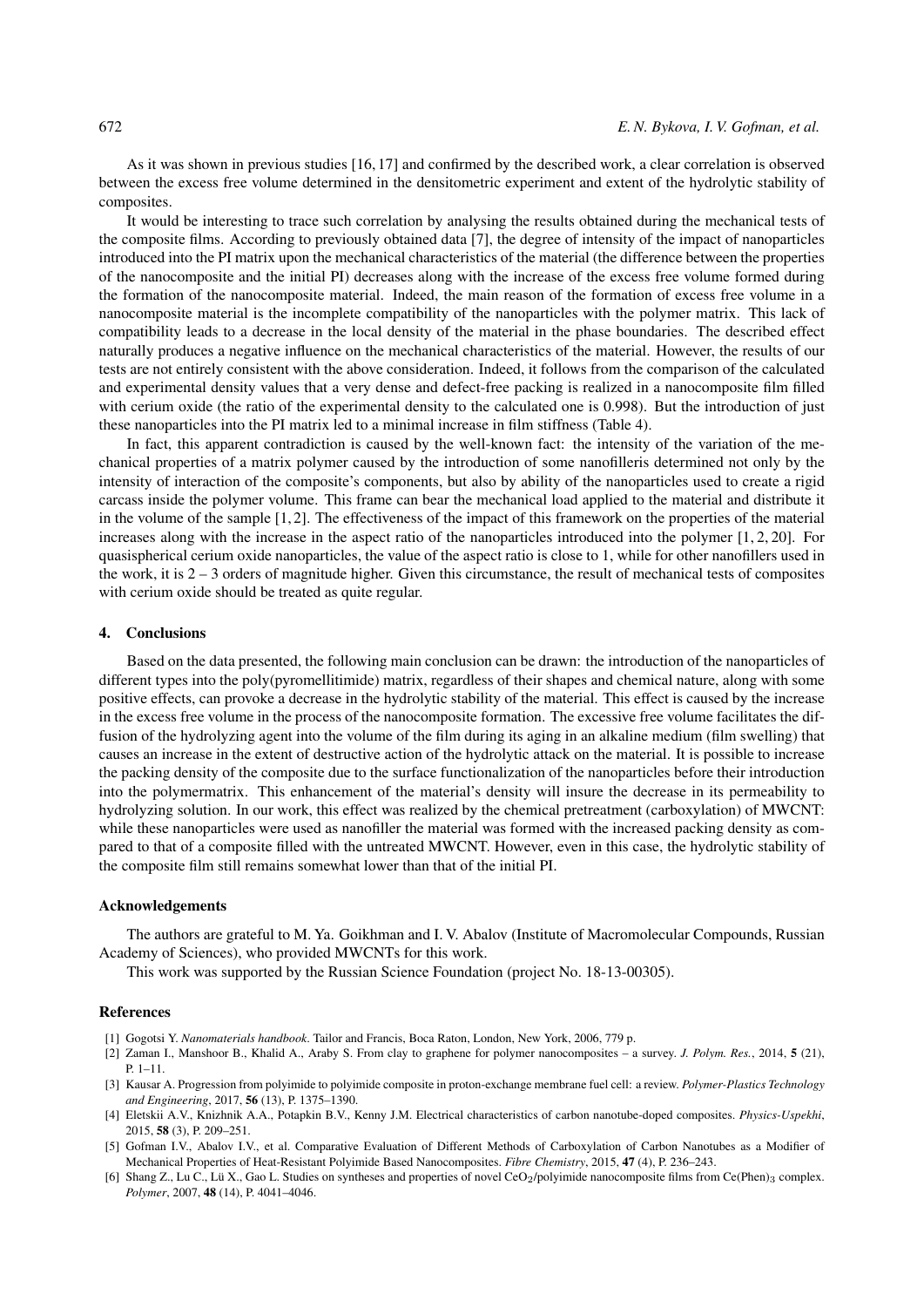As it was shown in previous studies [16, 17] and confirmed by the described work, a clear correlation is observed between the excess free volume determined in the densitometric experiment and extent of the hydrolytic stability of composites.

It would be interesting to trace such correlation by analysing the results obtained during the mechanical tests of the composite films. According to previously obtained data [7], the degree of intensity of the impact of nanoparticles introduced into the PI matrix upon the mechanical characteristics of the material (the difference between the properties of the nanocomposite and the initial PI) decreases along with the increase of the excess free volume formed during the formation of the nanocomposite material. Indeed, the main reason of the formation of excess free volume in a nanocomposite material is the incomplete compatibility of the nanoparticles with the polymer matrix. This lack of compatibility leads to a decrease in the local density of the material in the phase boundaries. The described effect naturally produces a negative influence on the mechanical characteristics of the material. However, the results of our tests are not entirely consistent with the above consideration. Indeed, it follows from the comparison of the calculated and experimental density values that a very dense and defect-free packing is realized in a nanocomposite film filled with cerium oxide (the ratio of the experimental density to the calculated one is 0.998). But the introduction of just these nanoparticles into the PI matrix led to a minimal increase in film stiffness (Table 4).

In fact, this apparent contradiction is caused by the well-known fact: the intensity of the variation of the mechanical properties of a matrix polymer caused by the introduction of some nanofilleris determined not only by the intensity of interaction of the composite's components, but also by ability of the nanoparticles used to create a rigid carcass inside the polymer volume. This frame can bear the mechanical load applied to the material and distribute it in the volume of the sample [1, 2]. The effectiveness of the impact of this framework on the properties of the material increases along with the increase in the aspect ratio of the nanoparticles introduced into the polymer [1, 2, 20]. For quasispherical cerium oxide nanoparticles, the value of the aspect ratio is close to 1, while for other nanofillers used in the work, it is 2 – 3 orders of magnitude higher. Given this circumstance, the result of mechanical tests of composites with cerium oxide should be treated as quite regular.

## 4. Conclusions

Based on the data presented, the following main conclusion can be drawn: the introduction of the nanoparticles of different types into the poly(pyromellitimide) matrix, regardless of their shapes and chemical nature, along with some positive effects, can provoke a decrease in the hydrolytic stability of the material. This effect is caused by the increase in the excess free volume in the process of the nanocomposite formation. The excessive free volume facilitates the diffusion of the hydrolyzing agent into the volume of the film during its aging in an alkaline medium (film swelling) that causes an increase in the extent of destructive action of the hydrolytic attack on the material. It is possible to increase the packing density of the composite due to the surface functionalization of the nanoparticles before their introduction into the polymermatrix. This enhancement of the material's density will insure the decrease in its permeability to hydrolyzing solution. In our work, this effect was realized by the chemical pretreatment (carboxylation) of MWCNT: while these nanoparticles were used as nanofiller the material was formed with the increased packing density as compared to that of a composite filled with the untreated MWCNT. However, even in this case, the hydrolytic stability of the composite film still remains somewhat lower than that of the initial PI.

## Acknowledgements

The authors are grateful to M. Ya. Goikhman and I. V. Abalov (Institute of Macromolecular Compounds, Russian Academy of Sciences), who provided MWCNTs for this work.

This work was supported by the Russian Science Foundation (project No. 18-13-00305).

## References

[1] Gogotsi Y. *Nanomaterials handbook*. Tailor and Francis, Boca Raton, London, New York, 2006, 779 p.

[2] Zaman I., Manshoor B., Khalid A., Araby S. From clay to graphene for polymer nanocomposites – a survey. *J. Polym. Res.*, 2014, **5** (21), P. 1–11.

[3] Kausar A. Progression from polyimide to polyimide composite in proton-exchange membrane fuel cell: a review. *Polymer-Plastics Technology and Engineering*, 2017, **56** (13), P. 1375–1390.

[4] Eletskii A.V., Knizhnik A.A., Potapkin B.V., Kenny J.M. Electrical characteristics of carbon nanotube-doped composites. *Physics-Uspekhi*, 2015, **58** (3), P. 209–251.

[5] Gofman I.V., Abalov I.V., et al. Comparative Evaluation of Different Methods of Carboxylation of Carbon Nanotubes as a Modifier of Mechanical Properties of Heat-Resistant Polyimide Based Nanocomposites. *Fibre Chemistry*, 2015, **47** (4), P. 236–243.

[6] Shang Z., Lu C., Lü X., Gao L. Studies on syntheses and properties of novel $CeO_2$/polyimide nanocomposite films from $Ce(Phen)_3$ complex. *Polymer*, 2007, **48** (14), P. 4041–4046.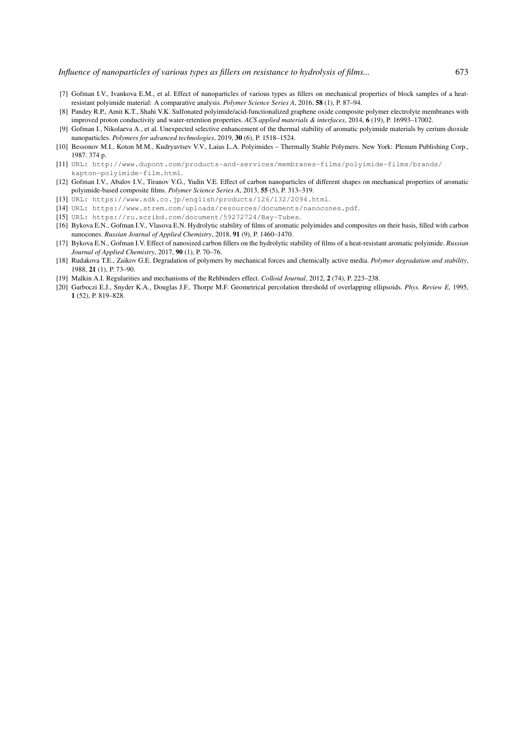[7] Gofman I.V., Ivankova E.M., et al. Effect of nanoparticles of various types as fillers on mechanical properties of block samples of a heat-resistant polyimide material: A comparative analysis. *Polymer Science Series A*, 2016, **58** (1), P. 87–94.

[8] Pandey R.P., Amit K.T., Shahi V.K. Sulfonated polyimide/acid-functionalized graphene oxide composite polymer electrolyte membranes with improved proton conductivity and water-retention properties. *ACS applied materials & interfaces*, 2014, **6** (19), P. 16993–17002.

[9] Gofman I., Nikolaeva A., et al. Unexpected selective enhancement of the thermal stability of aromatic polyimide materials by cerium dioxide nanoparticles. *Polymers for advanced technologies*, 2019, **30** (6), P. 1518–1524.

[10] Bessonov M.I., Koton M.M., Kudryavtsev V.V., Laius L.A. Polyimides – Thermally Stable Polymers. New York: Plenum Publishing Corp., 1987. 374 p.

[11] URL: http://www.dupont.com/products-and-services/membranes-films/polyimide-films/brands/kapton-polyimide-film.html.

[12] Gofman I.V., Abalov I.V., Tiranov V.G., Yudin V.E. Effect of carbon nanoparticles of different shapes on mechanical properties of aromatic polyimide-based composite films. *Polymer Science Series A*, 2013, **55** (5), P. 313–319.

[13] URL: https://www.sdk.co.jp/english/products/126/132/2094.html.

[14] URL: https://www.strem.com/uploads/resources/documents/nanocones.pdf.

[15] URL: https://ru.scribd.com/document/59272724/Bay-Tubes.

[16] Bykova E.N., Gofman I.V., Vlasova E.N. Hydrolytic stability of films of aromatic polyimides and composites on their basis, filled with carbon nanocones. *Russian Journal of Applied Chemistry*, 2018, **91** (9), P. 1460–1470.

[17] Bykova E.N., Gofman I.V. Effect of nanosized carbon fillers on the hydrolytic stability of films of a heat-resistant aromatic polyimide. *Russian Journal of Applied Chemistry*, 2017, **90** (1), P. 70–76.

[18] Rudakova T.E., Zaikov G.E. Degradation of polymers by mechanical forces and chemically active media. *Polymer degradation and stability*, 1988, **21** (1), P. 73–90.

[19] Malkin A.I. Regularities and mechanisms of the Rehbinders effect. *Colloid Journal*, 2012, **2** (74), P. 223–238.

[20] Garboczi E.J., Snyder K.A., Douglas J.F., Thorpe M.F. Geometrical percolation threshold of overlapping ellipsoids. *Phys. Review E*, 1995, **1** (52), P. 819–828.